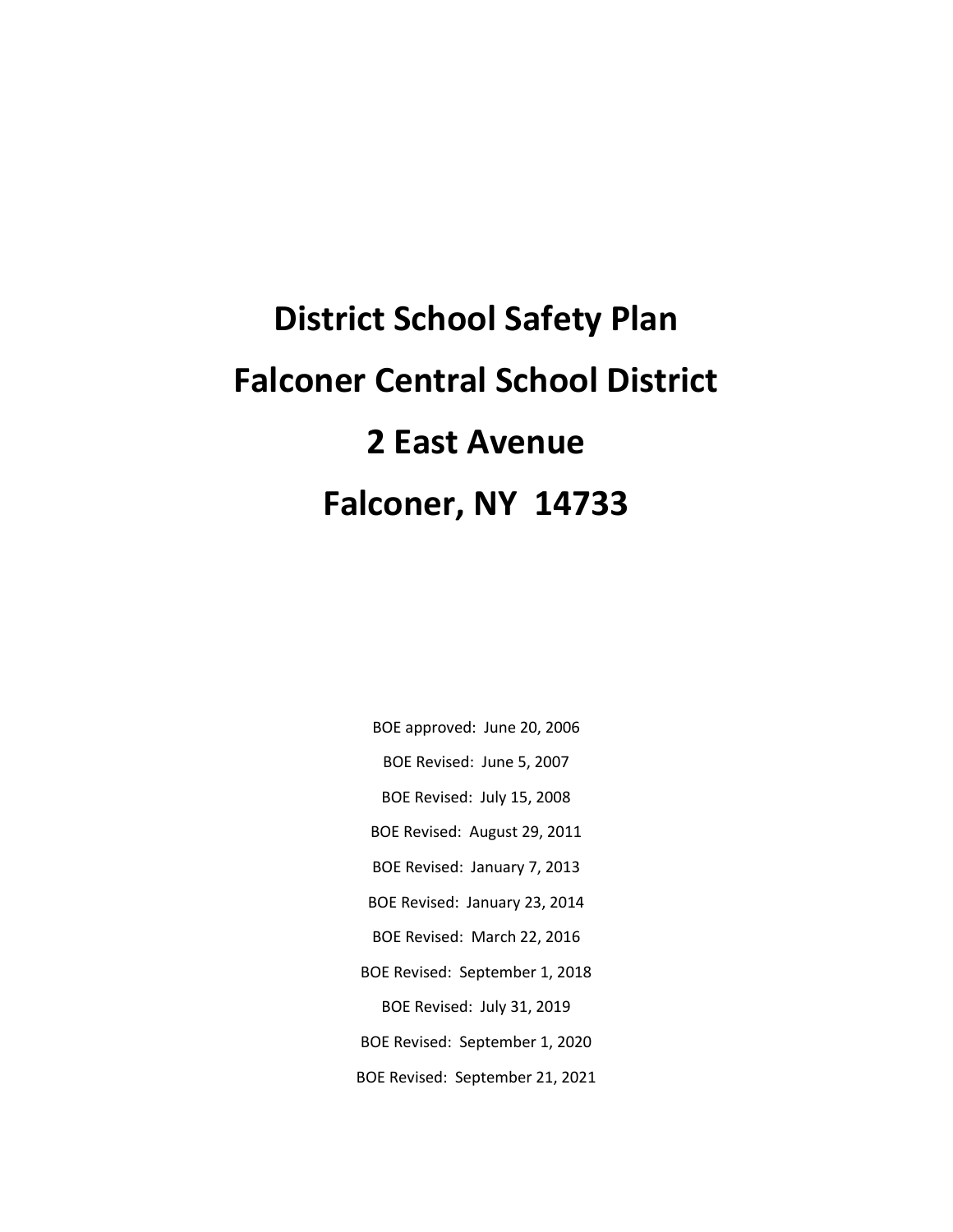# District School Safety Plan

# Falconer Central School District

# 2 East Avenue

# Falconer, NY 14733

BOE approved: June 20, 2006

BOE Revised: June 5, 2007

BOE Revised: July 15, 2008

BOE Revised: August 29, 2011

BOE Revised: January 7, 2013

BOE Revised: January 23, 2014

BOE Revised: March 22, 2016

BOE Revised: September 1, 2018

BOE Revised: July 31, 2019

BOE Revised: September 1, 2020

BOE Revised: September 21, 2021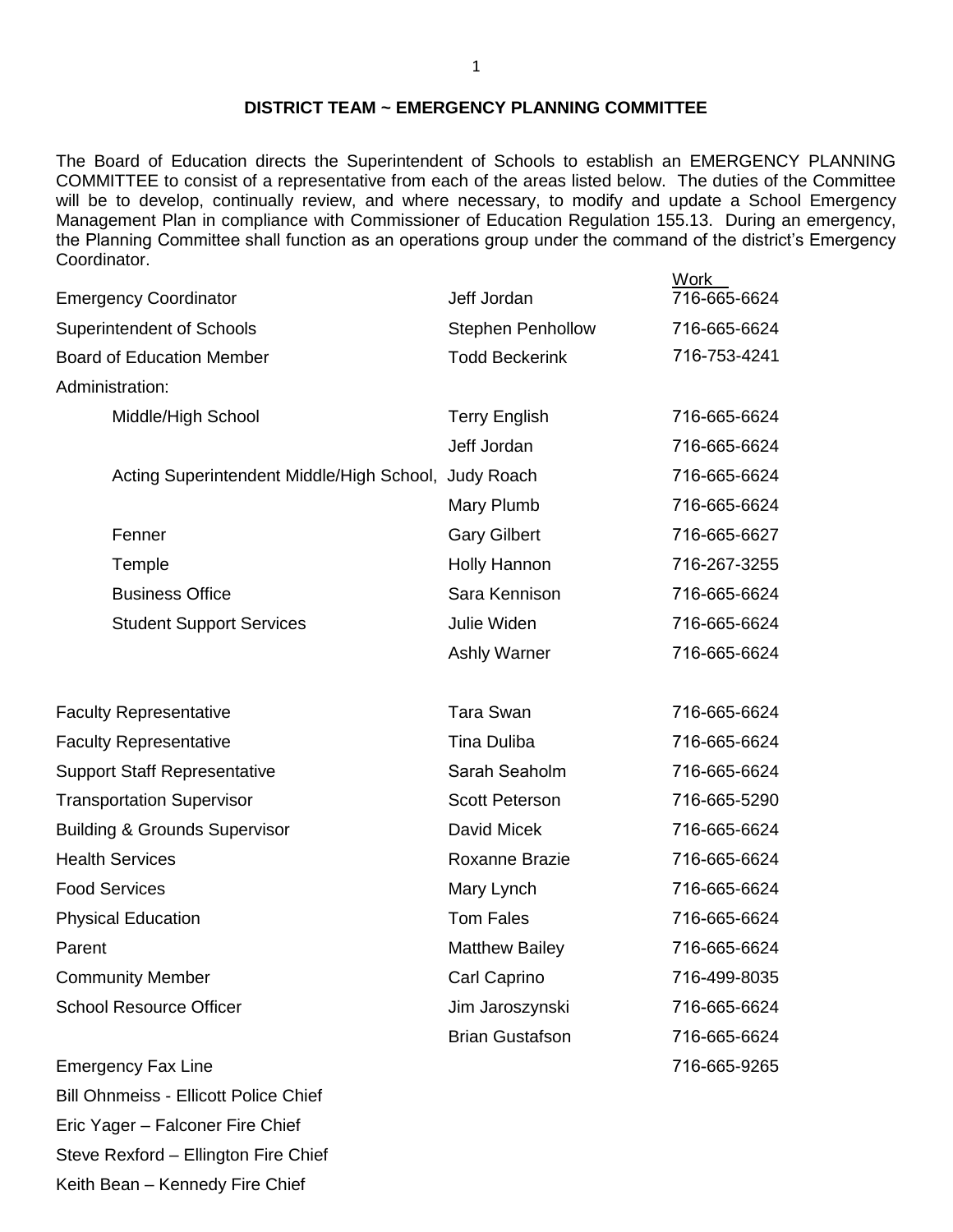## DISTRICT TEAM ~ EMERGENCY PLANNING COMMITTEE

The Board of Education directs the Superintendent of Schools to establish an EMERGENCY PLANNING COMMITTEE to consist of a representative from each of the areas listed below. The duties of the Committee will be to develop, continually review, and where necessary, to modify and update a School Emergency Management Plan in compliance with Commissioner of Education Regulation 155.13. During an emergency, the Planning Committee shall function as an operations group under the command of the district's Emergency Coordinator.

| | | Work |
|---|---|---|
| Emergency Coordinator | Jeff Jordan | 716-665-6624 |
| Superintendent of Schools | Stephen Penhollow | 716-665-6624 |
| Board of Education Member | Todd Beckerink | 716-753-4241 |
| Administration: | | |
| Middle/High School | Terry English | 716-665-6624 |
| | Jeff Jordan | 716-665-6624 |
| Acting Superintendent Middle/High School, | Judy Roach | 716-665-6624 |
| | Mary Plumb | 716-665-6624 |
| Fenner | Gary Gilbert | 716-665-6627 |
| Temple | Holly Hannon | 716-267-3255 |
| Business Office | Sara Kennison | 716-665-6624 |
| Student Support Services | Julie Widen | 716-665-6624 |
| | Ashly Warner | 716-665-6624 |
| Faculty Representative | Tara Swan | 716-665-6624 |
| Faculty Representative | Tina Duliba | 716-665-6624 |
| Support Staff Representative | Sarah Seaholm | 716-665-6624 |
| Transportation Supervisor | Scott Peterson | 716-665-5290 |
| Building & Grounds Supervisor | David Micek | 716-665-6624 |
| Health Services | Roxanne Brazie | 716-665-6624 |
| Food Services | Mary Lynch | 716-665-6624 |
| Physical Education | Tom Fales | 716-665-6624 |
| Parent | Matthew Bailey | 716-665-6624 |
| Community Member | Carl Caprino | 716-499-8035 |
| School Resource Officer | Jim Jaroszynski | 716-665-6624 |
| | Brian Gustafson | 716-665-6624 |
| Emergency Fax Line | | 716-665-9265 |

Bill Ohnmeiss - Ellicott Police Chief

Eric Yager – Falconer Fire Chief

Steve Rexford – Ellington Fire Chief

Keith Bean – Kennedy Fire Chief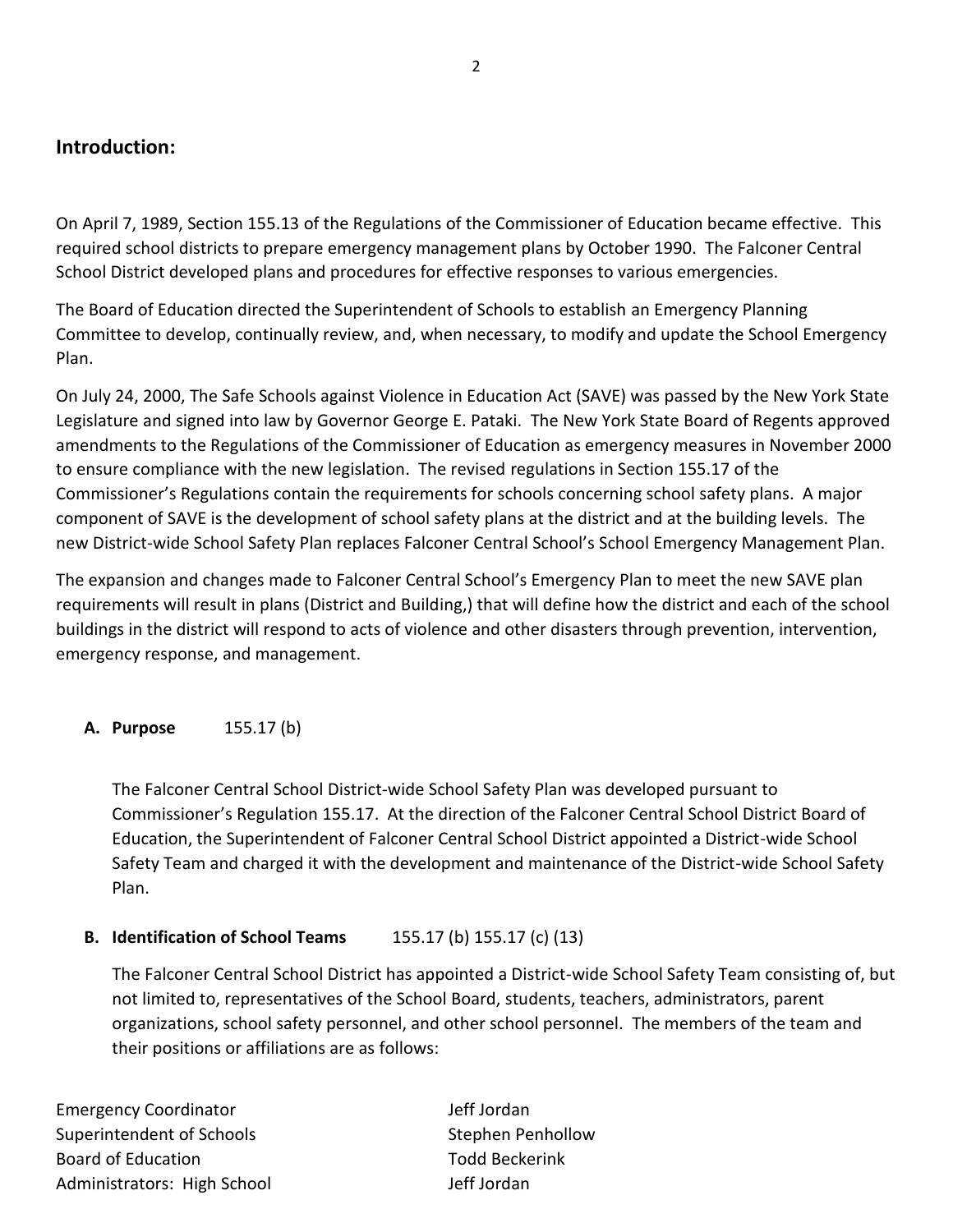## Introduction:

On April 7, 1989, Section 155.13 of the Regulations of the Commissioner of Education became effective. This required school districts to prepare emergency management plans by October 1990. The Falconer Central School District developed plans and procedures for effective responses to various emergencies.

The Board of Education directed the Superintendent of Schools to establish an Emergency Planning Committee to develop, continually review, and, when necessary, to modify and update the School Emergency Plan.

On July 24, 2000, The Safe Schools against Violence in Education Act (SAVE) was passed by the New York State Legislature and signed into law by Governor George E. Pataki. The New York State Board of Regents approved amendments to the Regulations of the Commissioner of Education as emergency measures in November 2000 to ensure compliance with the new legislation. The revised regulations in Section 155.17 of the Commissioner's Regulations contain the requirements for schools concerning school safety plans. A major component of SAVE is the development of school safety plans at the district and at the building levels. The new District-wide School Safety Plan replaces Falconer Central School's School Emergency Management Plan.

The expansion and changes made to Falconer Central School's Emergency Plan to meet the new SAVE plan requirements will result in plans (District and Building,) that will define how the district and each of the school buildings in the district will respond to acts of violence and other disasters through prevention, intervention, emergency response, and management.

**A. Purpose** 155.17 (b)

The Falconer Central School District-wide School Safety Plan was developed pursuant to Commissioner's Regulation 155.17. At the direction of the Falconer Central School District Board of Education, the Superintendent of Falconer Central School District appointed a District-wide School Safety Team and charged it with the development and maintenance of the District-wide School Safety Plan.

**B. Identification of School Teams** 155.17 (b) 155.17 (c) (13)

The Falconer Central School District has appointed a District-wide School Safety Team consisting of, but not limited to, representatives of the School Board, students, teachers, administrators, parent organizations, school safety personnel, and other school personnel. The members of the team and their positions or affiliations are as follows:

| | |
|---|---|
| Emergency Coordinator | Jeff Jordan |
| Superintendent of Schools | Stephen Penhollow |
| Board of Education | Todd Beckerink |
| Administrators: High School | Jeff Jordan |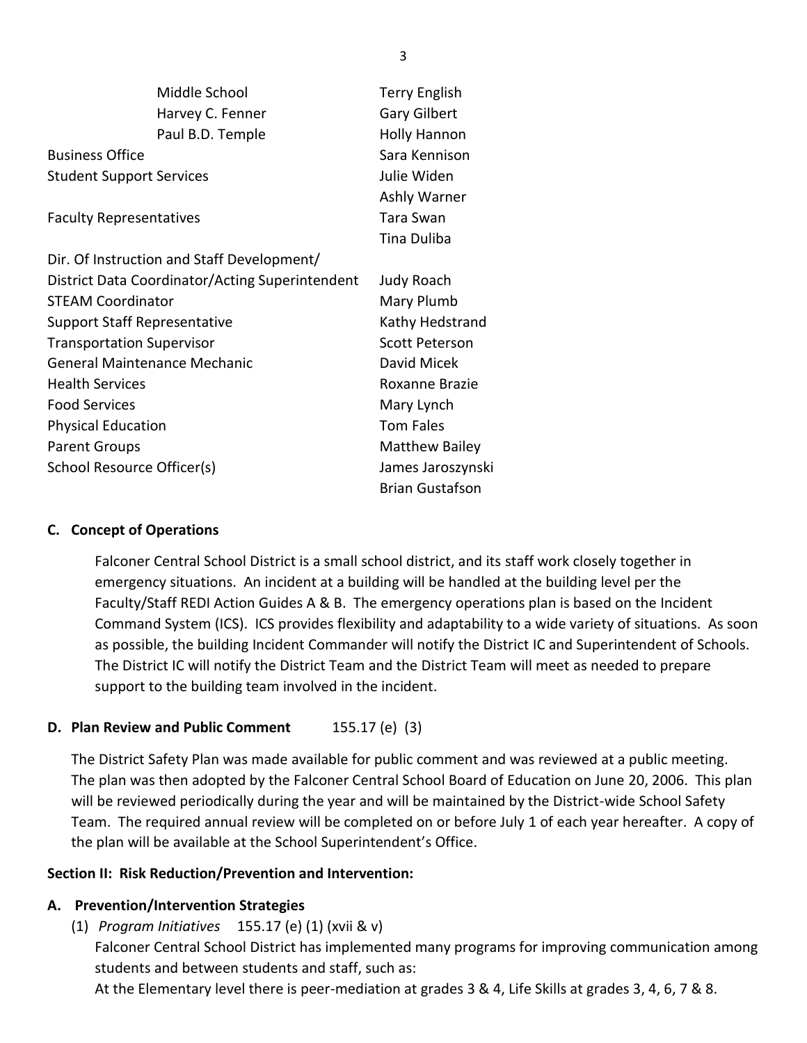| | |
|---|---|
| Middle School | Terry English |
| Harvey C. Fenner | Gary Gilbert |
| Paul B.D. Temple | Holly Hannon |
| Business Office | Sara Kennison |
| Student Support Services | Julie Widen |
| | Ashly Warner |
| Faculty Representatives | Tara Swan |
| | Tina Duliba |
| Dir. Of Instruction and Staff Development/ District Data Coordinator/Acting Superintendent | Judy Roach |
| STEAM Coordinator | Mary Plumb |
| Support Staff Representative | Kathy Hedstrand |
| Transportation Supervisor | Scott Peterson |
| General Maintenance Mechanic | David Micek |
| Health Services | Roxanne Brazie |
| Food Services | Mary Lynch |
| Physical Education | Tom Fales |
| Parent Groups | Matthew Bailey |
| School Resource Officer(s) | James Jaroszynski |
| | Brian Gustafson |

### C. Concept of Operations

Falconer Central School District is a small school district, and its staff work closely together in emergency situations. An incident at a building will be handled at the building level per the Faculty/Staff REDI Action Guides A & B. The emergency operations plan is based on the Incident Command System (ICS). ICS provides flexibility and adaptability to a wide variety of situations. As soon as possible, the building Incident Commander will notify the District IC and Superintendent of Schools. The District IC will notify the District Team and the District Team will meet as needed to prepare support to the building team involved in the incident.

### D. Plan Review and Public Comment 155.17 (e) (3)

The District Safety Plan was made available for public comment and was reviewed at a public meeting. The plan was then adopted by the Falconer Central School Board of Education on June 20, 2006. This plan will be reviewed periodically during the year and will be maintained by the District-wide School Safety Team. The required annual review will be completed on or before July 1 of each year hereafter. A copy of the plan will be available at the School Superintendent's Office.

## Section II: Risk Reduction/Prevention and Intervention:

### A. Prevention/Intervention Strategies

(1) *Program Initiatives* 155.17 (e) (1) (xvii & v)

Falconer Central School District has implemented many programs for improving communication among students and between students and staff, such as:

At the Elementary level there is peer-mediation at grades 3 & 4, Life Skills at grades 3, 4, 6, 7 & 8.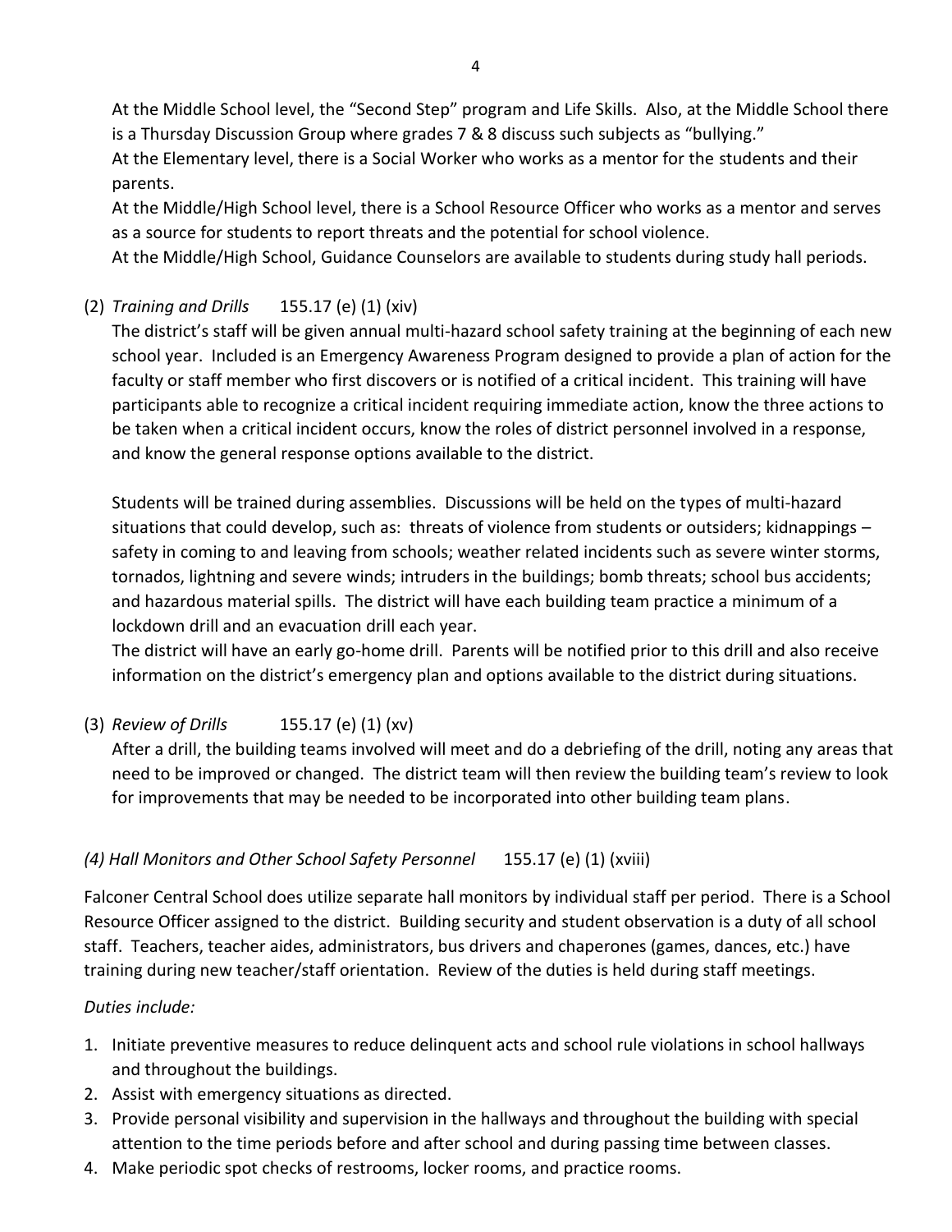At the Middle School level, the "Second Step" program and Life Skills. Also, at the Middle School there is a Thursday Discussion Group where grades 7 & 8 discuss such subjects as "bullying."
At the Elementary level, there is a Social Worker who works as a mentor for the students and their parents.
At the Middle/High School level, there is a School Resource Officer who works as a mentor and serves as a source for students to report threats and the potential for school violence.
At the Middle/High School, Guidance Counselors are available to students during study hall periods.

(2) *Training and Drills* 155.17 (e) (1) (xiv)

The district's staff will be given annual multi-hazard school safety training at the beginning of each new school year. Included is an Emergency Awareness Program designed to provide a plan of action for the faculty or staff member who first discovers or is notified of a critical incident. This training will have participants able to recognize a critical incident requiring immediate action, know the three actions to be taken when a critical incident occurs, know the roles of district personnel involved in a response, and know the general response options available to the district.

Students will be trained during assemblies. Discussions will be held on the types of multi-hazard situations that could develop, such as: threats of violence from students or outsiders; kidnappings – safety in coming to and leaving from schools; weather related incidents such as severe winter storms, tornados, lightning and severe winds; intruders in the buildings; bomb threats; school bus accidents; and hazardous material spills. The district will have each building team practice a minimum of a lockdown drill and an evacuation drill each year.
The district will have an early go-home drill. Parents will be notified prior to this drill and also receive information on the district's emergency plan and options available to the district during situations.

(3) *Review of Drills* 155.17 (e) (1) (xv)

After a drill, the building teams involved will meet and do a debriefing of the drill, noting any areas that need to be improved or changed. The district team will then review the building team's review to look for improvements that may be needed to be incorporated into other building team plans.

*(4) Hall Monitors and Other School Safety Personnel* 155.17 (e) (1) (xviii)

Falconer Central School does utilize separate hall monitors by individual staff per period. There is a School Resource Officer assigned to the district. Building security and student observation is a duty of all school staff. Teachers, teacher aides, administrators, bus drivers and chaperones (games, dances, etc.) have training during new teacher/staff orientation. Review of the duties is held during staff meetings.

*Duties include:*

1. Initiate preventive measures to reduce delinquent acts and school rule violations in school hallways and throughout the buildings.
2. Assist with emergency situations as directed.
3. Provide personal visibility and supervision in the hallways and throughout the building with special attention to the time periods before and after school and during passing time between classes.
4. Make periodic spot checks of restrooms, locker rooms, and practice rooms.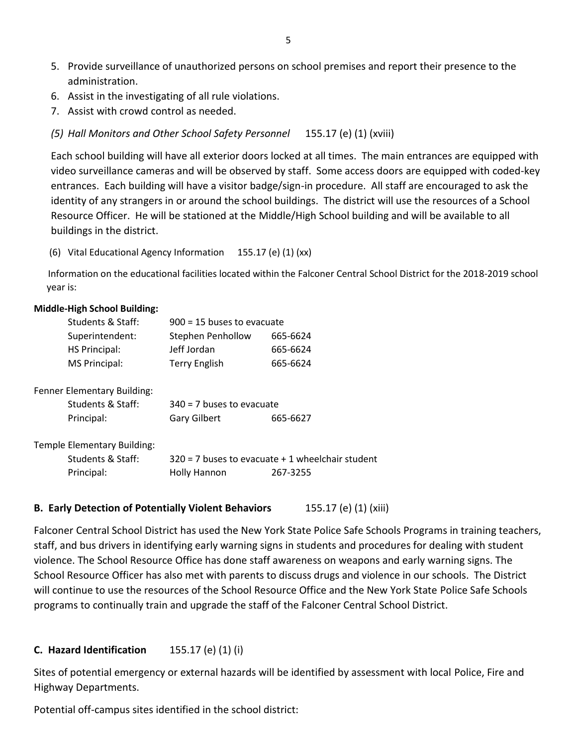5. Provide surveillance of unauthorized persons on school premises and report their presence to the administration.
6. Assist in the investigating of all rule violations.
7. Assist with crowd control as needed.

*(5) Hall Monitors and Other School Safety Personnel* 155.17 (e) (1) (xviii)

Each school building will have all exterior doors locked at all times. The main entrances are equipped with video surveillance cameras and will be observed by staff. Some access doors are equipped with coded-key entrances. Each building will have a visitor badge/sign-in procedure. All staff are encouraged to ask the identity of any strangers in or around the school buildings. The district will use the resources of a School Resource Officer. He will be stationed at the Middle/High School building and will be available to all buildings in the district.

(6) Vital Educational Agency Information 155.17 (e) (1) (xx)

Information on the educational facilities located within the Falconer Central School District for the 2018-2019 school year is:

**Middle-High School Building:**

| | | |
|---|---|---|
| Students & Staff: | 900 = 15 buses to evacuate | |
| Superintendent: | Stephen Penhollow | 665-6624 |
| HS Principal: | Jeff Jordan | 665-6624 |
| MS Principal: | Terry English | 665-6624 |

Fenner Elementary Building:

| | | |
|---|---|---|
| Students & Staff: | 340 = 7 buses to evacuate | |
| Principal: | Gary Gilbert | 665-6627 |

Temple Elementary Building:

| | | |
|---|---|---|
| Students & Staff: | 320 = 7 buses to evacuate + 1 wheelchair student | |
| Principal: | Holly Hannon | 267-3255 |

**B. Early Detection of Potentially Violent Behaviors** 155.17 (e) (1) (xiii)

Falconer Central School District has used the New York State Police Safe Schools Programs in training teachers, staff, and bus drivers in identifying early warning signs in students and procedures for dealing with student violence. The School Resource Office has done staff awareness on weapons and early warning signs. The School Resource Officer has also met with parents to discuss drugs and violence in our schools. The District will continue to use the resources of the School Resource Office and the New York State Police Safe Schools programs to continually train and upgrade the staff of the Falconer Central School District.

**C. Hazard Identification** 155.17 (e) (1) (i)

Sites of potential emergency or external hazards will be identified by assessment with local Police, Fire and Highway Departments.

Potential off-campus sites identified in the school district: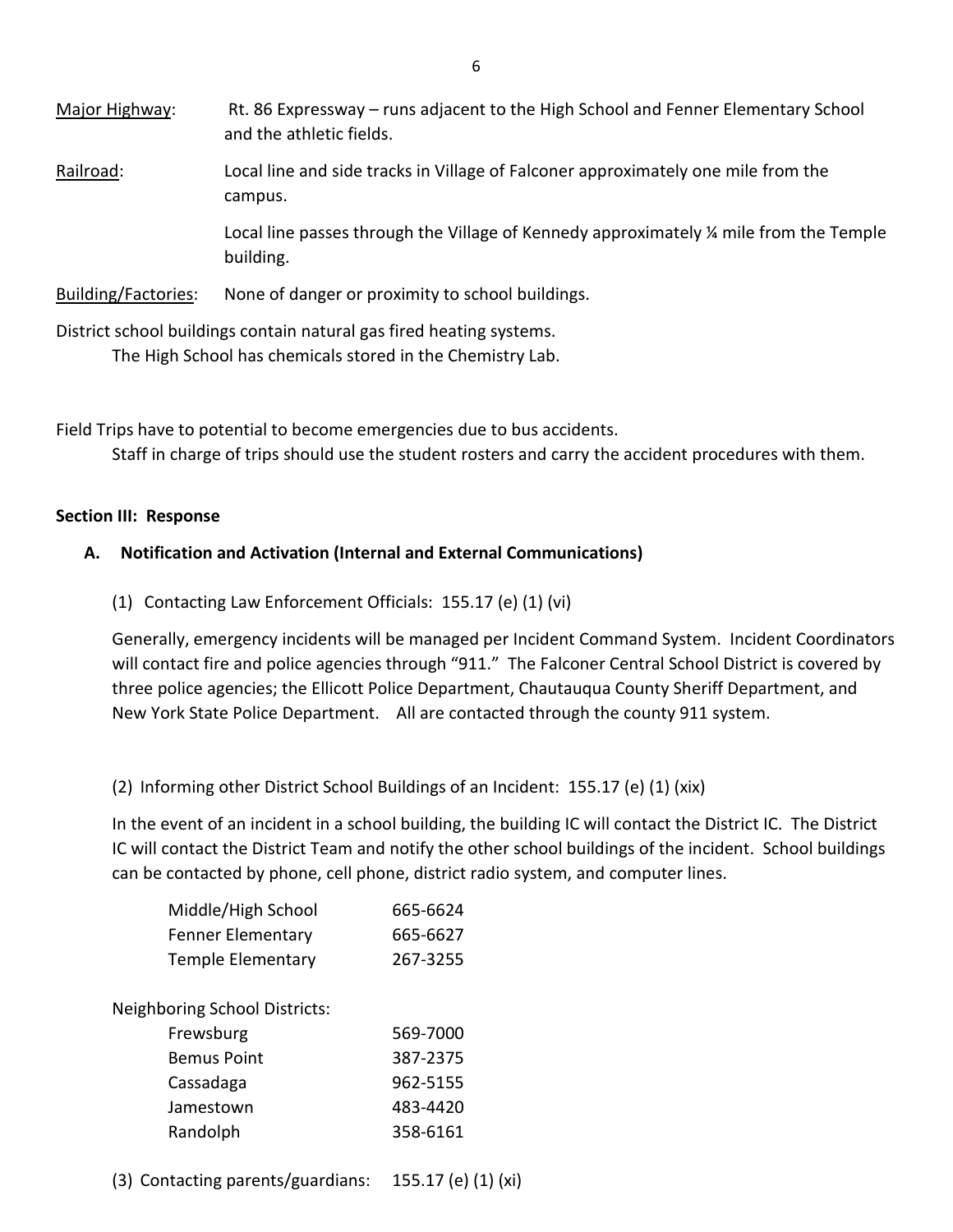Major Highway: Rt. 86 Expressway – runs adjacent to the High School and Fenner Elementary School and the athletic fields.

Railroad: Local line and side tracks in Village of Falconer approximately one mile from the campus.

Local line passes through the Village of Kennedy approximately ¼ mile from the Temple building.

Building/Factories: None of danger or proximity to school buildings.

District school buildings contain natural gas fired heating systems.

The High School has chemicals stored in the Chemistry Lab.

Field Trips have to potential to become emergencies due to bus accidents.

Staff in charge of trips should use the student rosters and carry the accident procedures with them.

**Section III: Response**

**A. Notification and Activation (Internal and External Communications)**

(1) Contacting Law Enforcement Officials: 155.17 (e) (1) (vi)

Generally, emergency incidents will be managed per Incident Command System. Incident Coordinators will contact fire and police agencies through "911." The Falconer Central School District is covered by three police agencies; the Ellicott Police Department, Chautauqua County Sheriff Department, and New York State Police Department. All are contacted through the county 911 system.

(2) Informing other District School Buildings of an Incident: 155.17 (e) (1) (xix)

In the event of an incident in a school building, the building IC will contact the District IC. The District IC will contact the District Team and notify the other school buildings of the incident. School buildings can be contacted by phone, cell phone, district radio system, and computer lines.

| | |
|---|---|
| Middle/High School | 665-6624 |
| Fenner Elementary | 665-6627 |
| Temple Elementary | 267-3255 |

Neighboring School Districts:

| | |
|---|---|
| Frewsburg | 569-7000 |
| Bemus Point | 387-2375 |
| Cassadaga | 962-5155 |
| Jamestown | 483-4420 |
| Randolph | 358-6161 |

(3) Contacting parents/guardians: 155.17 (e) (1) (xi)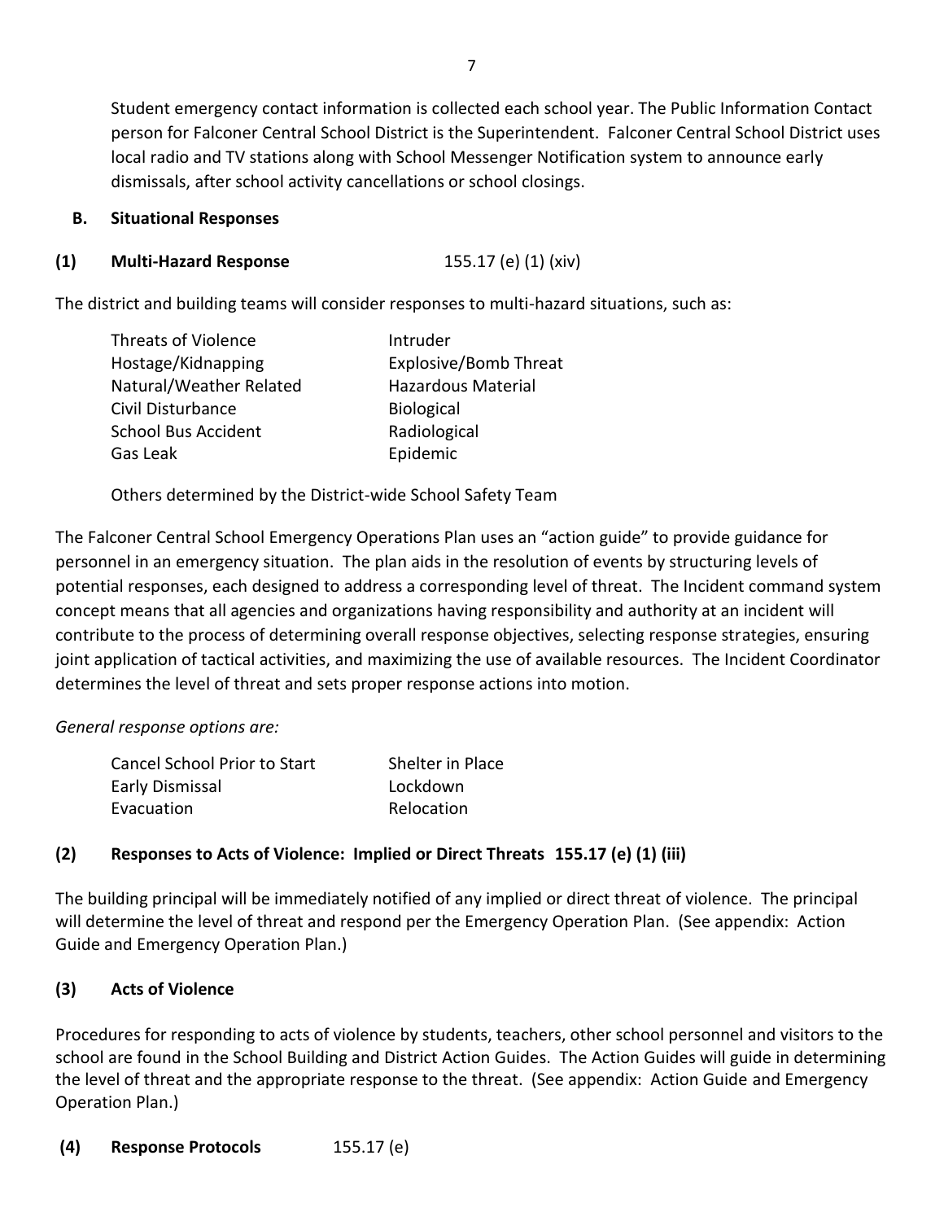Student emergency contact information is collected each school year. The Public Information Contact person for Falconer Central School District is the Superintendent. Falconer Central School District uses local radio and TV stations along with School Messenger Notification system to announce early dismissals, after school activity cancellations or school closings.

### B. Situational Responses

#### (1) Multi-Hazard Response 155.17 (e) (1) (xiv)

The district and building teams will consider responses to multi-hazard situations, such as:

| | |
|---|---|
| Threats of Violence | Intruder |
| Hostage/Kidnapping | Explosive/Bomb Threat |
| Natural/Weather Related | Hazardous Material |
| Civil Disturbance | Biological |
| School Bus Accident | Radiological |
| Gas Leak | Epidemic |

Others determined by the District-wide School Safety Team

The Falconer Central School Emergency Operations Plan uses an "action guide" to provide guidance for personnel in an emergency situation. The plan aids in the resolution of events by structuring levels of potential responses, each designed to address a corresponding level of threat. The Incident command system concept means that all agencies and organizations having responsibility and authority at an incident will contribute to the process of determining overall response objectives, selecting response strategies, ensuring joint application of tactical activities, and maximizing the use of available resources. The Incident Coordinator determines the level of threat and sets proper response actions into motion.

*General response options are:*

| | |
|---|---|
| Cancel School Prior to Start | Shelter in Place |
| Early Dismissal | Lockdown |
| Evacuation | Relocation |

#### (2) Responses to Acts of Violence: Implied or Direct Threats 155.17 (e) (1) (iii)

The building principal will be immediately notified of any implied or direct threat of violence. The principal will determine the level of threat and respond per the Emergency Operation Plan. (See appendix: Action Guide and Emergency Operation Plan.)

#### (3) Acts of Violence

Procedures for responding to acts of violence by students, teachers, other school personnel and visitors to the school are found in the School Building and District Action Guides. The Action Guides will guide in determining the level of threat and the appropriate response to the threat. (See appendix: Action Guide and Emergency Operation Plan.)

#### (4) Response Protocols 155.17 (e)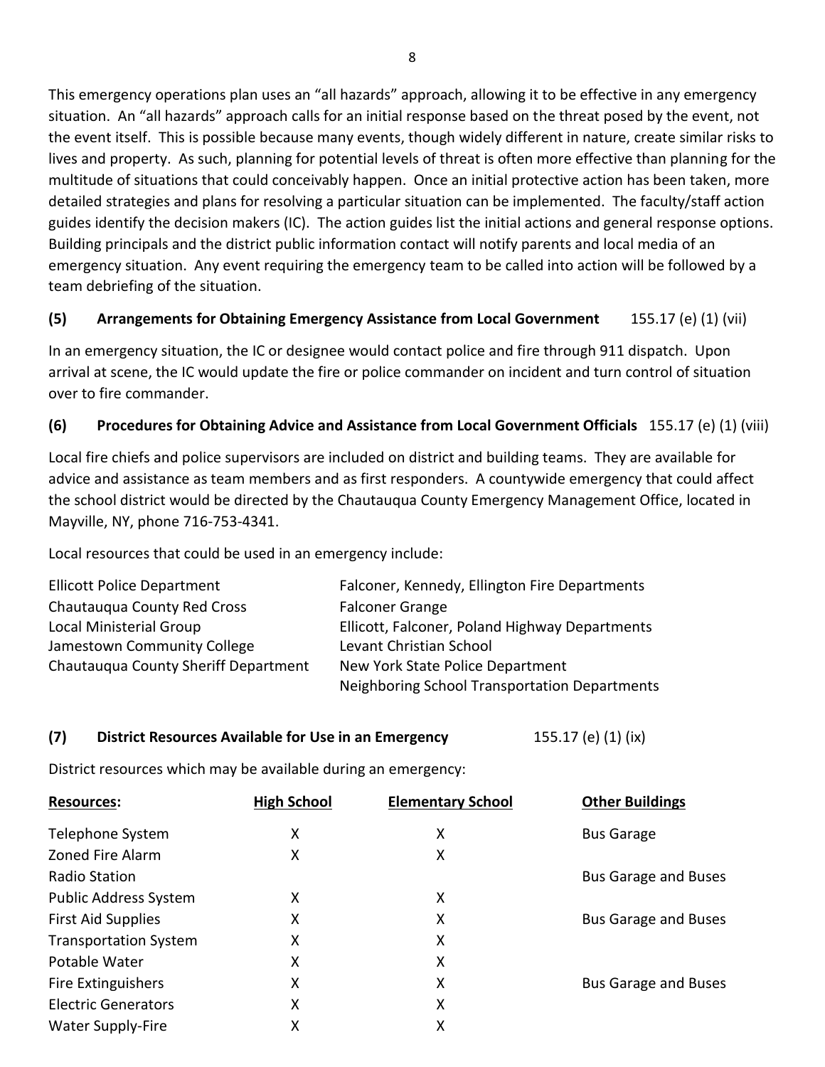This emergency operations plan uses an "all hazards" approach, allowing it to be effective in any emergency situation. An "all hazards" approach calls for an initial response based on the threat posed by the event, not the event itself. This is possible because many events, though widely different in nature, create similar risks to lives and property. As such, planning for potential levels of threat is often more effective than planning for the multitude of situations that could conceivably happen. Once an initial protective action has been taken, more detailed strategies and plans for resolving a particular situation can be implemented. The faculty/staff action guides identify the decision makers (IC). The action guides list the initial actions and general response options. Building principals and the district public information contact will notify parents and local media of an emergency situation. Any event requiring the emergency team to be called into action will be followed by a team debriefing of the situation.

### (5) Arrangements for Obtaining Emergency Assistance from Local Government — 155.17 (e) (1) (vii)

In an emergency situation, the IC or designee would contact police and fire through 911 dispatch. Upon arrival at scene, the IC would update the fire or police commander on incident and turn control of situation over to fire commander.

### (6) Procedures for Obtaining Advice and Assistance from Local Government Officials — 155.17 (e) (1) (viii)

Local fire chiefs and police supervisors are included on district and building teams. They are available for advice and assistance as team members and as first responders. A countywide emergency that could affect the school district would be directed by the Chautauqua County Emergency Management Office, located in Mayville, NY, phone 716-753-4341.

Local resources that could be used in an emergency include:

| | |
|---|---|
| Ellicott Police Department | Falconer, Kennedy, Ellington Fire Departments |
| Chautauqua County Red Cross | Falconer Grange |
| Local Ministerial Group | Ellicott, Falconer, Poland Highway Departments |
| Jamestown Community College | Levant Christian School |
| Chautauqua County Sheriff Department | New York State Police Department |
| | Neighboring School Transportation Departments |

### (7) District Resources Available for Use in an Emergency — 155.17 (e) (1) (ix)

District resources which may be available during an emergency:

| Resources: | High School | Elementary School | Other Buildings |
|---|---|---|---|
| Telephone System | X | X | Bus Garage |
| Zoned Fire Alarm | X | X | |
| Radio Station | | | Bus Garage and Buses |
| Public Address System | X | X | |
| First Aid Supplies | X | X | Bus Garage and Buses |
| Transportation System | X | X | |
| Potable Water | X | X | |
| Fire Extinguishers | X | X | Bus Garage and Buses |
| Electric Generators | X | X | |
| Water Supply-Fire | X | X | |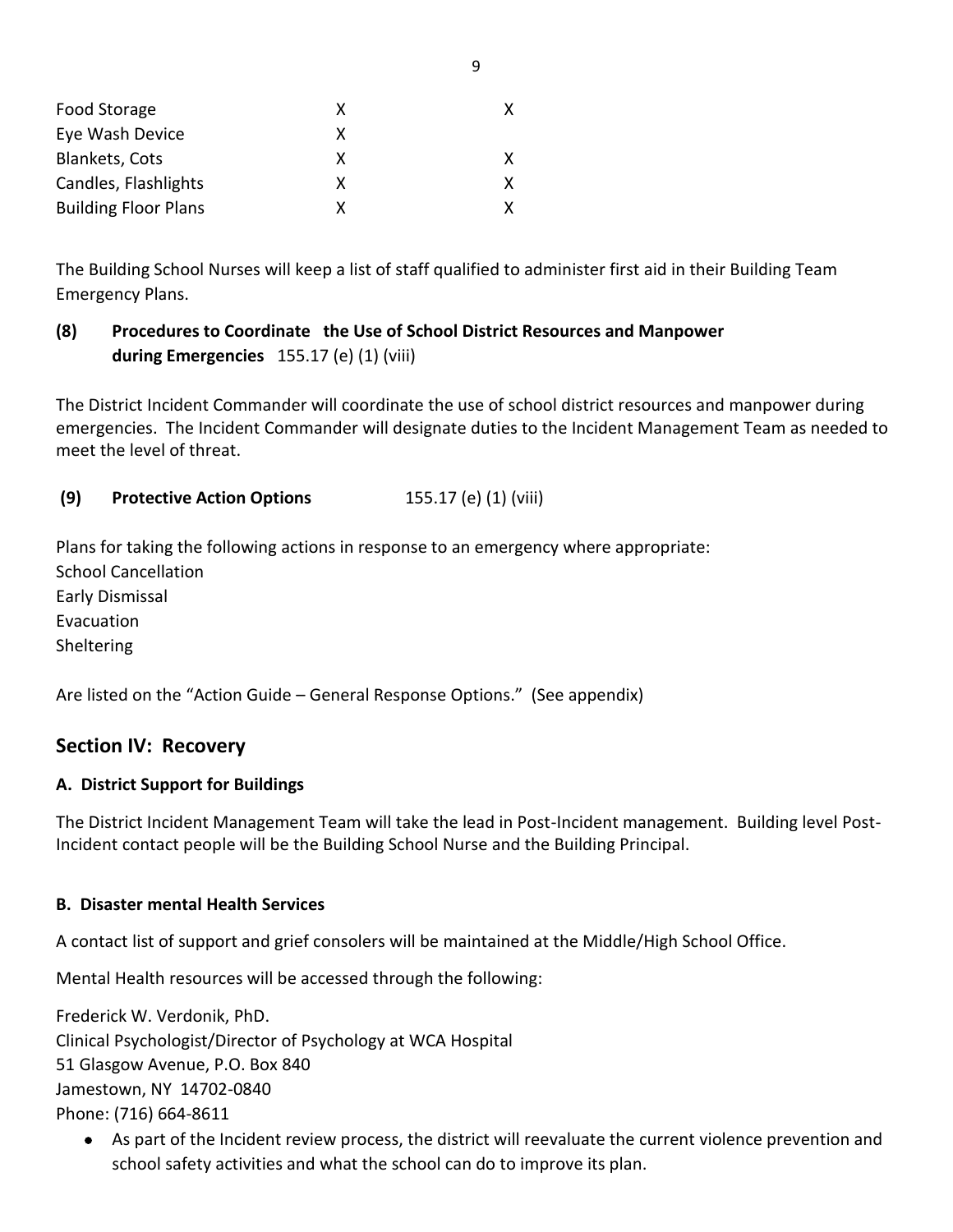| | | |
|---|---|---|
| Food Storage | X | X |
| Eye Wash Device | X | |
| Blankets, Cots | X | X |
| Candles, Flashlights | X | X |
| Building Floor Plans | X | X |

The Building School Nurses will keep a list of staff qualified to administer first aid in their Building Team Emergency Plans.

**(8) Procedures to Coordinate the Use of School District Resources and Manpower during Emergencies** 155.17 (e) (1) (viii)

The District Incident Commander will coordinate the use of school district resources and manpower during emergencies. The Incident Commander will designate duties to the Incident Management Team as needed to meet the level of threat.

**(9) Protective Action Options** 155.17 (e) (1) (viii)

Plans for taking the following actions in response to an emergency where appropriate:
School Cancellation
Early Dismissal
Evacuation
Sheltering

Are listed on the "Action Guide – General Response Options." (See appendix)

## Section IV: Recovery

### A. District Support for Buildings

The District Incident Management Team will take the lead in Post-Incident management. Building level Post-Incident contact people will be the Building School Nurse and the Building Principal.

### B. Disaster mental Health Services

A contact list of support and grief consolers will be maintained at the Middle/High School Office.

Mental Health resources will be accessed through the following:

Frederick W. Verdonik, PhD.
Clinical Psychologist/Director of Psychology at WCA Hospital
51 Glasgow Avenue, P.O. Box 840
Jamestown, NY 14702-0840
Phone: (716) 664-8611

- As part of the Incident review process, the district will reevaluate the current violence prevention and school safety activities and what the school can do to improve its plan.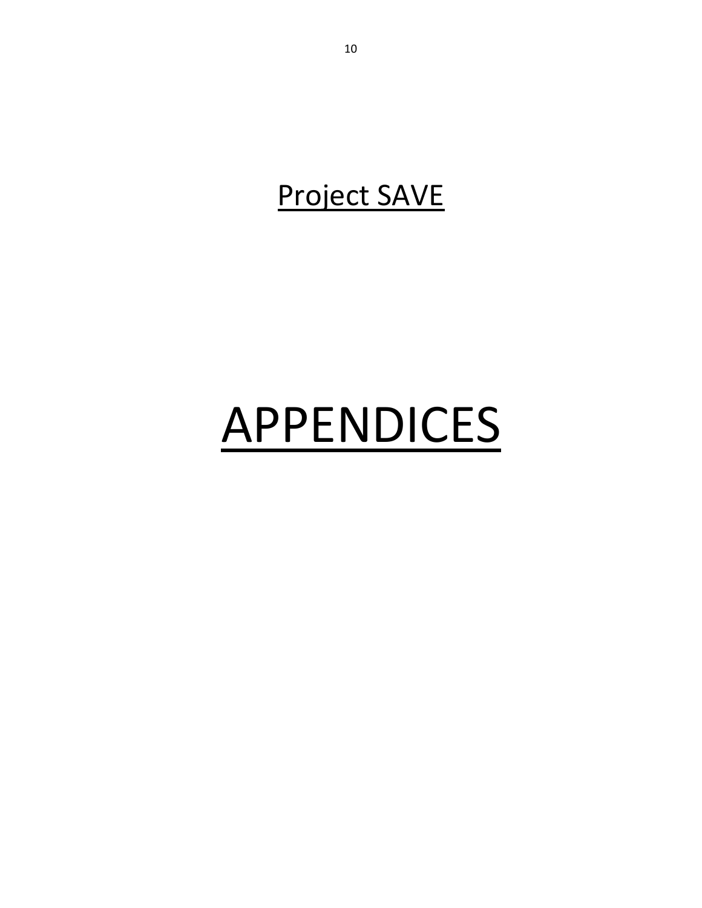## Project SAVE

# APPENDICES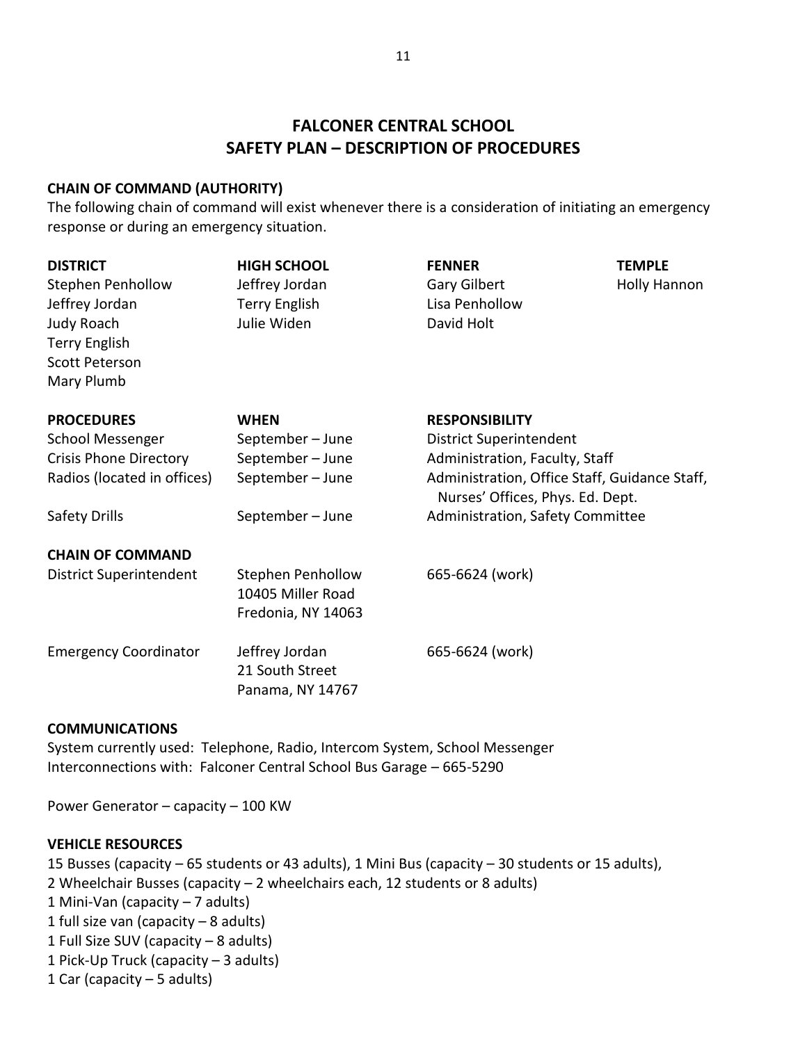# FALCONER CENTRAL SCHOOL
# SAFETY PLAN – DESCRIPTION OF PROCEDURES

**CHAIN OF COMMAND (AUTHORITY)**

The following chain of command will exist whenever there is a consideration of initiating an emergency response or during an emergency situation.

| **DISTRICT** | **HIGH SCHOOL** | **FENNER** | **TEMPLE** |
|---|---|---|---|
| Stephen Penhollow | Jeffrey Jordan | Gary Gilbert | Holly Hannon |
| Jeffrey Jordan | Terry English | Lisa Penhollow | |
| Judy Roach | Julie Widen | David Holt | |
| Terry English | | | |
| Scott Peterson | | | |
| Mary Plumb | | | |

| **PROCEDURES** | **WHEN** | **RESPONSIBILITY** |
|---|---|---|
| School Messenger | September – June | District Superintendent |
| Crisis Phone Directory | September – June | Administration, Faculty, Staff |
| Radios (located in offices) | September – June | Administration, Office Staff, Guidance Staff, Nurses' Offices, Phys. Ed. Dept. |
| Safety Drills | September – June | Administration, Safety Committee |

**CHAIN OF COMMAND**

| | | |
|---|---|---|
| District Superintendent | Stephen Penhollow<br>10405 Miller Road<br>Fredonia, NY 14063 | 665-6624 (work) |
| Emergency Coordinator | Jeffrey Jordan<br>21 South Street<br>Panama, NY 14767 | 665-6624 (work) |

**COMMUNICATIONS**

System currently used: Telephone, Radio, Intercom System, School Messenger
Interconnections with: Falconer Central School Bus Garage – 665-5290

Power Generator – capacity – 100 KW

**VEHICLE RESOURCES**

15 Busses (capacity – 65 students or 43 adults), 1 Mini Bus (capacity – 30 students or 15 adults),
2 Wheelchair Busses (capacity – 2 wheelchairs each, 12 students or 8 adults)
1 Mini-Van (capacity – 7 adults)
1 full size van (capacity – 8 adults)
1 Full Size SUV (capacity – 8 adults)
1 Pick-Up Truck (capacity – 3 adults)
1 Car (capacity – 5 adults)